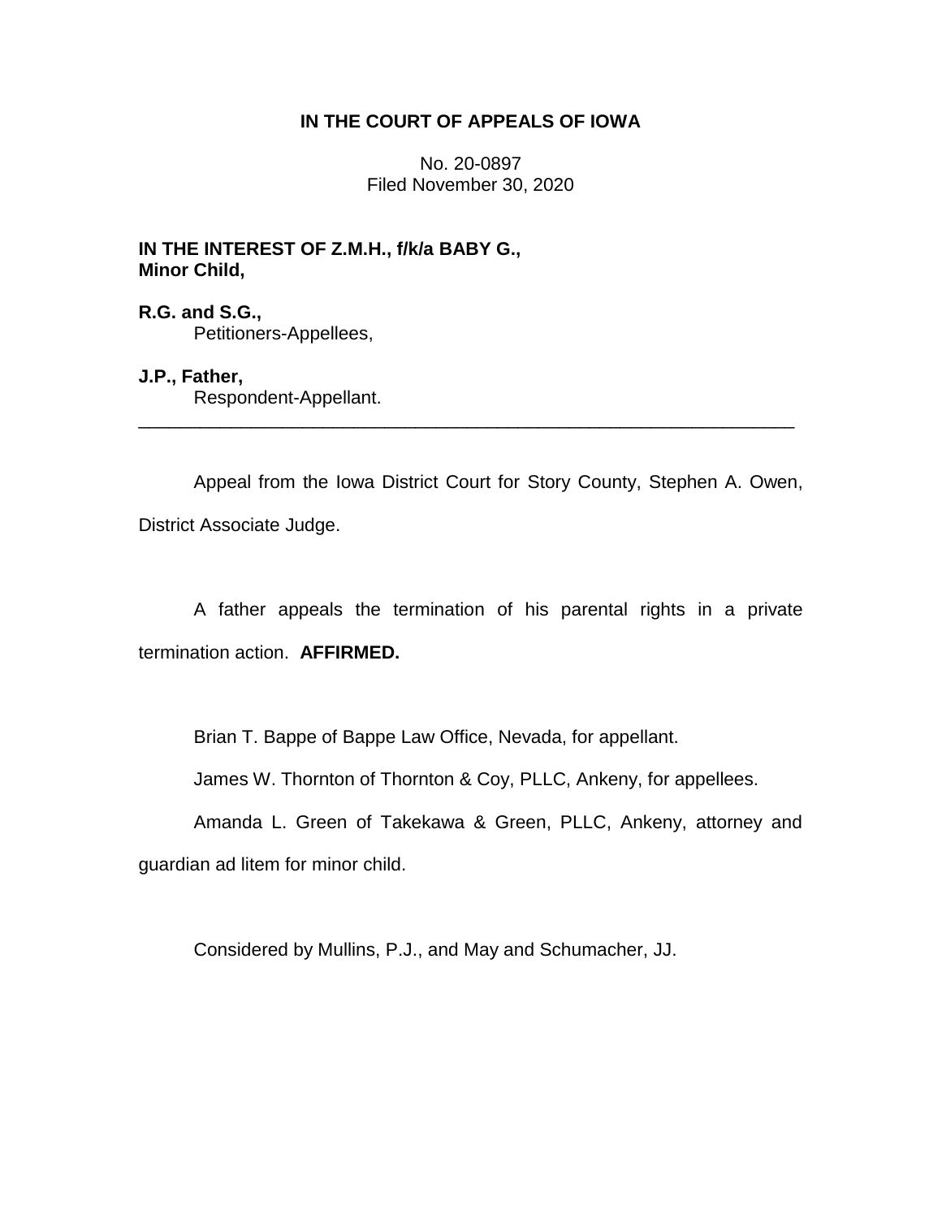**IN THE COURT OF APPEALS OF IOWA**

No. 20-0897
Filed November 30, 2020

**IN THE INTEREST OF Z.M.H., f/k/a BABY G., Minor Child,**

**R.G. and S.G.,**
Petitioners-Appellees,

**J.P., Father,**
Respondent-Appellant.

---

Appeal from the Iowa District Court for Story County, Stephen A. Owen, District Associate Judge.

A father appeals the termination of his parental rights in a private termination action. **AFFIRMED.**

Brian T. Bappe of Bappe Law Office, Nevada, for appellant.

James W. Thornton of Thornton & Coy, PLLC, Ankeny, for appellees.

Amanda L. Green of Takekawa & Green, PLLC, Ankeny, attorney and guardian ad litem for minor child.

Considered by Mullins, P.J., and May and Schumacher, JJ.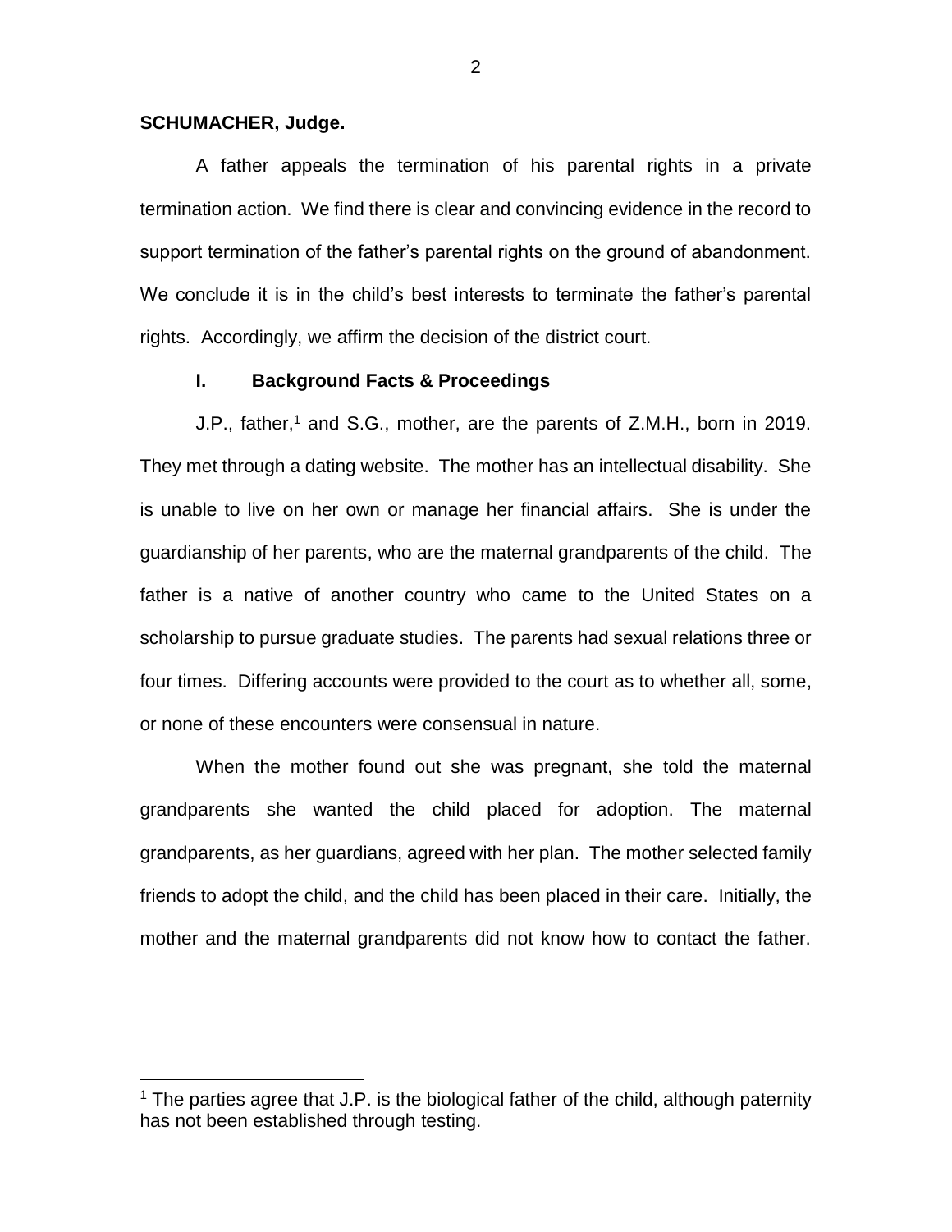**SCHUMACHER, Judge.**

A father appeals the termination of his parental rights in a private termination action. We find there is clear and convincing evidence in the record to support termination of the father's parental rights on the ground of abandonment. We conclude it is in the child's best interests to terminate the father's parental rights. Accordingly, we affirm the decision of the district court.

## I. Background Facts & Proceedings

J.P., father,[1] and S.G., mother, are the parents of Z.M.H., born in 2019. They met through a dating website. The mother has an intellectual disability. She is unable to live on her own or manage her financial affairs. She is under the guardianship of her parents, who are the maternal grandparents of the child. The father is a native of another country who came to the United States on a scholarship to pursue graduate studies. The parents had sexual relations three or four times. Differing accounts were provided to the court as to whether all, some, or none of these encounters were consensual in nature.

When the mother found out she was pregnant, she told the maternal grandparents she wanted the child placed for adoption. The maternal grandparents, as her guardians, agreed with her plan. The mother selected family friends to adopt the child, and the child has been placed in their care. Initially, the mother and the maternal grandparents did not know how to contact the father.

[1] The parties agree that J.P. is the biological father of the child, although paternity has not been established through testing.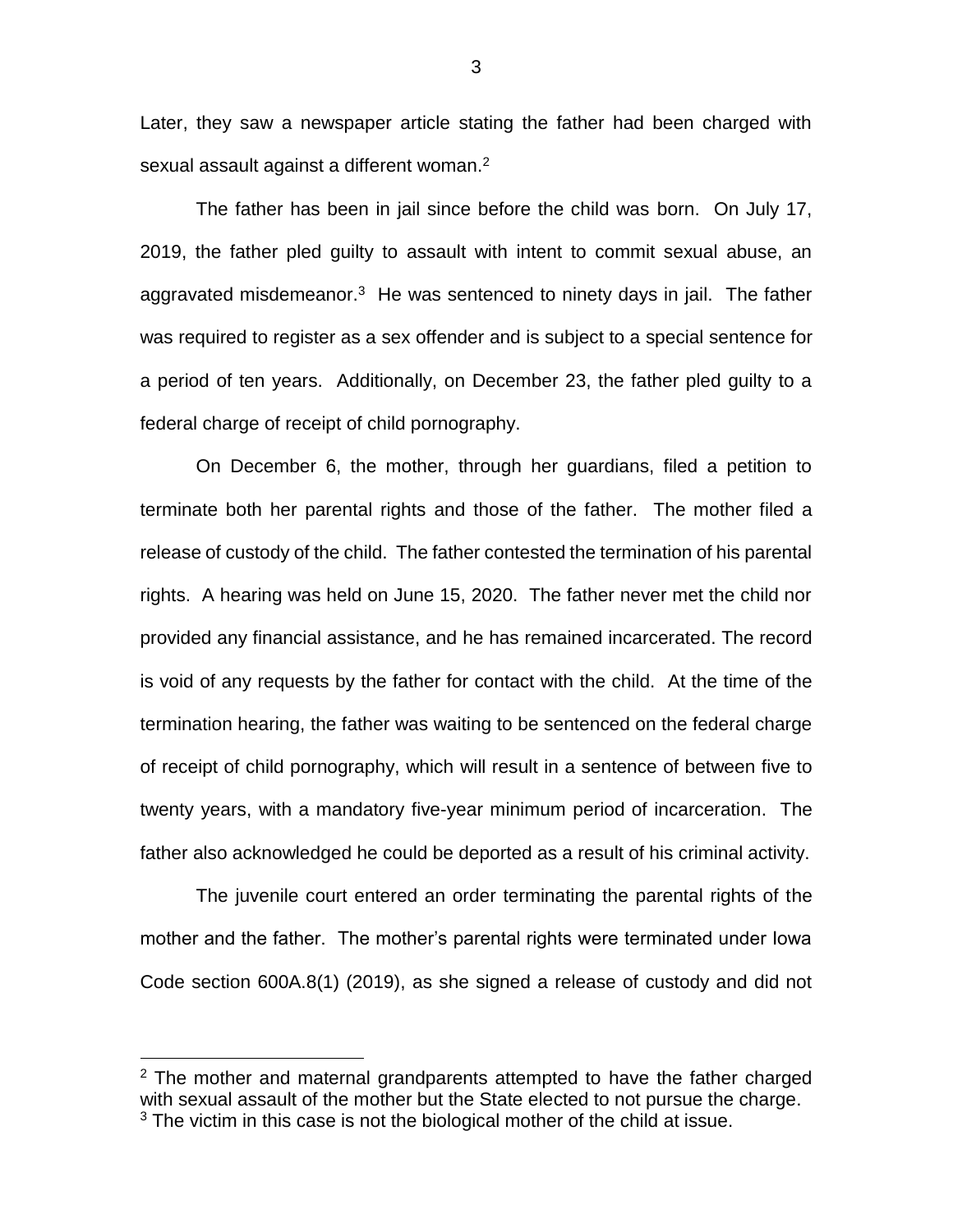Later, they saw a newspaper article stating the father had been charged with sexual assault against a different woman.[2]

The father has been in jail since before the child was born. On July 17, 2019, the father pled guilty to assault with intent to commit sexual abuse, an aggravated misdemeanor.[3] He was sentenced to ninety days in jail. The father was required to register as a sex offender and is subject to a special sentence for a period of ten years. Additionally, on December 23, the father pled guilty to a federal charge of receipt of child pornography.

On December 6, the mother, through her guardians, filed a petition to terminate both her parental rights and those of the father. The mother filed a release of custody of the child. The father contested the termination of his parental rights. A hearing was held on June 15, 2020. The father never met the child nor provided any financial assistance, and he has remained incarcerated. The record is void of any requests by the father for contact with the child. At the time of the termination hearing, the father was waiting to be sentenced on the federal charge of receipt of child pornography, which will result in a sentence of between five to twenty years, with a mandatory five-year minimum period of incarceration. The father also acknowledged he could be deported as a result of his criminal activity.

The juvenile court entered an order terminating the parental rights of the mother and the father. The mother's parental rights were terminated under Iowa Code section 600A.8(1) (2019), as she signed a release of custody and did not

---

[2] The mother and maternal grandparents attempted to have the father charged with sexual assault of the mother but the State elected to not pursue the charge.

[3] The victim in this case is not the biological mother of the child at issue.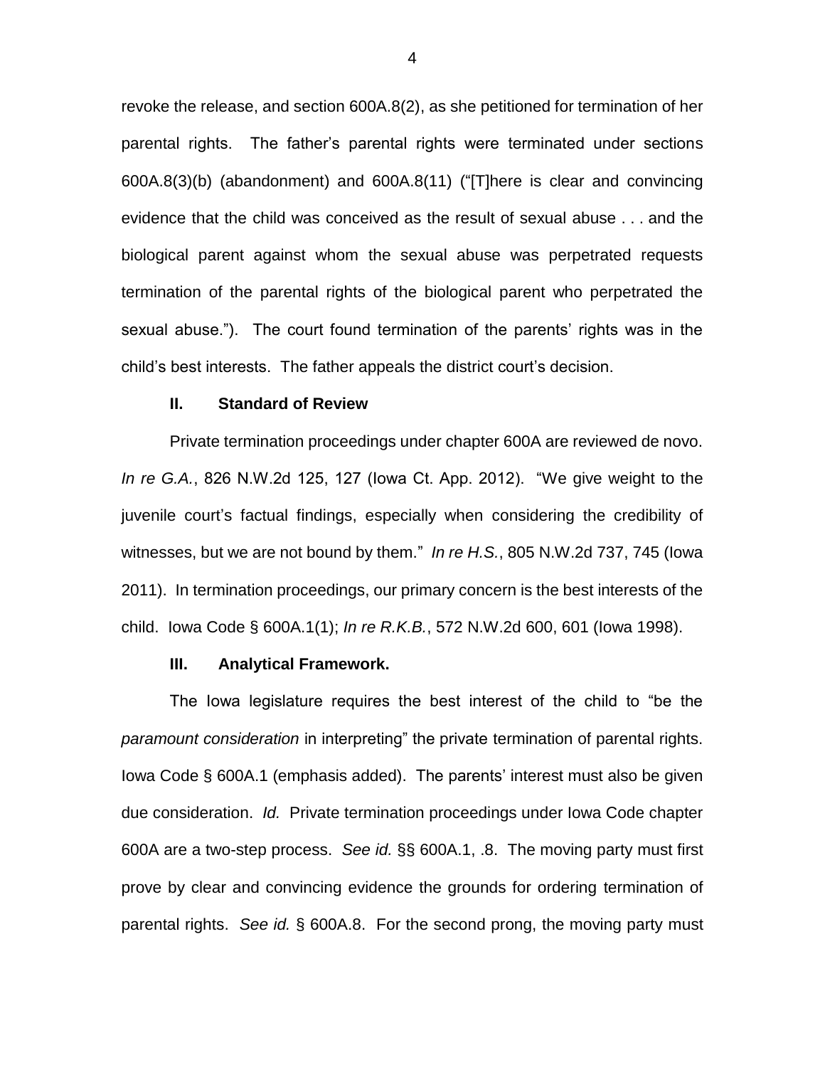revoke the release, and section 600A.8(2), as she petitioned for termination of her parental rights. The father's parental rights were terminated under sections 600A.8(3)(b) (abandonment) and 600A.8(11) ("[T]here is clear and convincing evidence that the child was conceived as the result of sexual abuse . . . and the biological parent against whom the sexual abuse was perpetrated requests termination of the parental rights of the biological parent who perpetrated the sexual abuse."). The court found termination of the parents' rights was in the child's best interests. The father appeals the district court's decision.

### II. Standard of Review

Private termination proceedings under chapter 600A are reviewed de novo. *In re G.A.*, 826 N.W.2d 125, 127 (Iowa Ct. App. 2012). "We give weight to the juvenile court's factual findings, especially when considering the credibility of witnesses, but we are not bound by them." *In re H.S.*, 805 N.W.2d 737, 745 (Iowa 2011). In termination proceedings, our primary concern is the best interests of the child. Iowa Code § 600A.1(1); *In re R.K.B.*, 572 N.W.2d 600, 601 (Iowa 1998).

### III. Analytical Framework.

The Iowa legislature requires the best interest of the child to "be the *paramount consideration* in interpreting" the private termination of parental rights. Iowa Code § 600A.1 (emphasis added). The parents' interest must also be given due consideration. *Id.* Private termination proceedings under Iowa Code chapter 600A are a two-step process. *See id.* §§ 600A.1, .8. The moving party must first prove by clear and convincing evidence the grounds for ordering termination of parental rights. *See id.* § 600A.8. For the second prong, the moving party must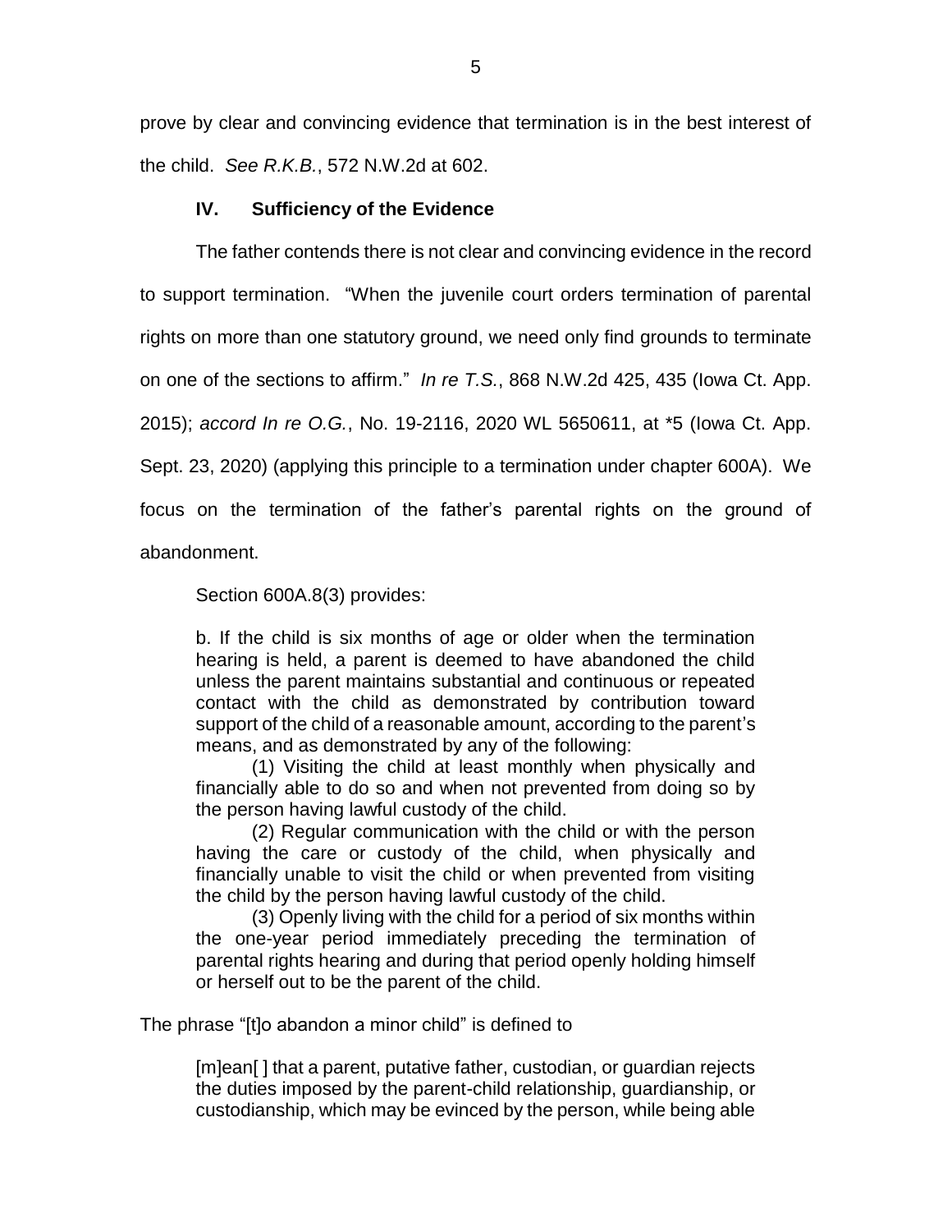prove by clear and convincing evidence that termination is in the best interest of the child. *See R.K.B.*, 572 N.W.2d at 602.

## IV. Sufficiency of the Evidence

The father contends there is not clear and convincing evidence in the record to support termination. "When the juvenile court orders termination of parental rights on more than one statutory ground, we need only find grounds to terminate on one of the sections to affirm." *In re T.S.*, 868 N.W.2d 425, 435 (Iowa Ct. App. 2015); *accord In re O.G.*, No. 19-2116, 2020 WL 5650611, at *5 (Iowa Ct. App. Sept. 23, 2020) (applying this principle to a termination under chapter 600A). We focus on the termination of the father's parental rights on the ground of abandonment.

Section 600A.8(3) provides:

> b. If the child is six months of age or older when the termination hearing is held, a parent is deemed to have abandoned the child unless the parent maintains substantial and continuous or repeated contact with the child as demonstrated by contribution toward support of the child of a reasonable amount, according to the parent's means, and as demonstrated by any of the following:
>
> (1) Visiting the child at least monthly when physically and financially able to do so and when not prevented from doing so by the person having lawful custody of the child.
>
> (2) Regular communication with the child or with the person having the care or custody of the child, when physically and financially unable to visit the child or when prevented from visiting the child by the person having lawful custody of the child.
>
> (3) Openly living with the child for a period of six months within the one-year period immediately preceding the termination of parental rights hearing and during that period openly holding himself or herself out to be the parent of the child.

The phrase "[t]o abandon a minor child" is defined to

> [m]ean[ ] that a parent, putative father, custodian, or guardian rejects the duties imposed by the parent-child relationship, guardianship, or custodianship, which may be evinced by the person, while being able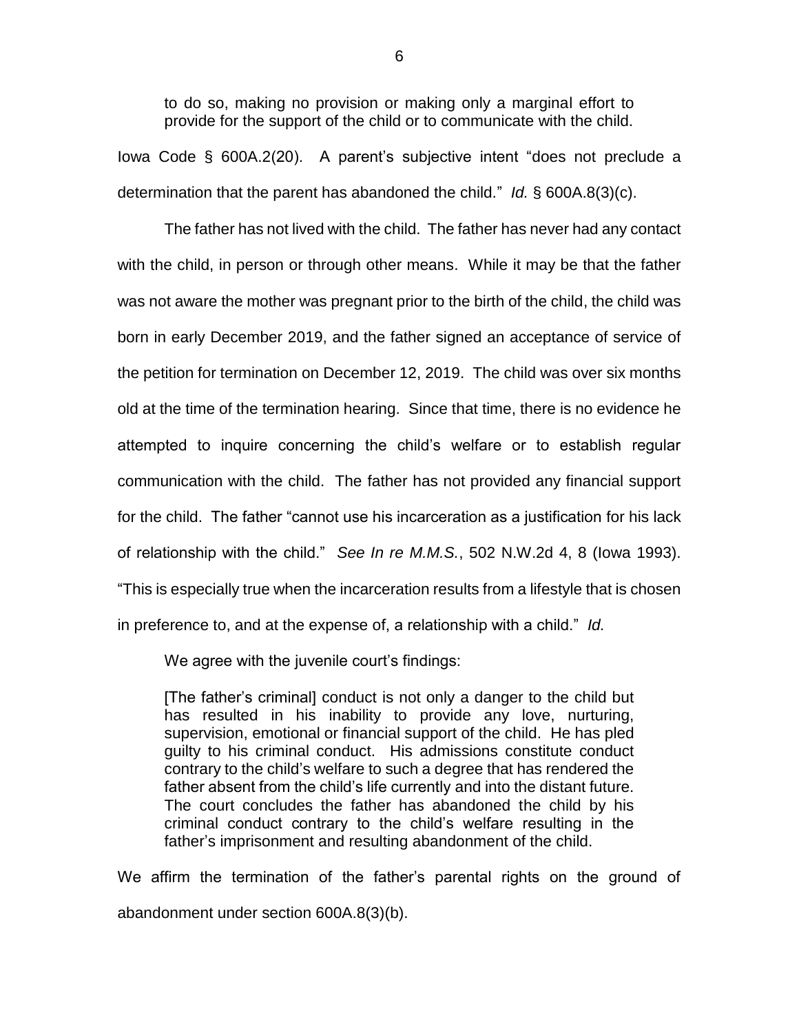> to do so, making no provision or making only a marginal effort to provide for the support of the child or to communicate with the child.

Iowa Code § 600A.2(20). A parent's subjective intent "does not preclude a determination that the parent has abandoned the child." *Id.* § 600A.8(3)(c).

The father has not lived with the child. The father has never had any contact with the child, in person or through other means. While it may be that the father was not aware the mother was pregnant prior to the birth of the child, the child was born in early December 2019, and the father signed an acceptance of service of the petition for termination on December 12, 2019. The child was over six months old at the time of the termination hearing. Since that time, there is no evidence he attempted to inquire concerning the child's welfare or to establish regular communication with the child. The father has not provided any financial support for the child. The father "cannot use his incarceration as a justification for his lack of relationship with the child." *See In re M.M.S.*, 502 N.W.2d 4, 8 (Iowa 1993). "This is especially true when the incarceration results from a lifestyle that is chosen in preference to, and at the expense of, a relationship with a child." *Id.*

We agree with the juvenile court's findings:

> [The father's criminal] conduct is not only a danger to the child but has resulted in his inability to provide any love, nurturing, supervision, emotional or financial support of the child. He has pled guilty to his criminal conduct. His admissions constitute conduct contrary to the child's welfare to such a degree that has rendered the father absent from the child's life currently and into the distant future. The court concludes the father has abandoned the child by his criminal conduct contrary to the child's welfare resulting in the father's imprisonment and resulting abandonment of the child.

We affirm the termination of the father's parental rights on the ground of abandonment under section 600A.8(3)(b).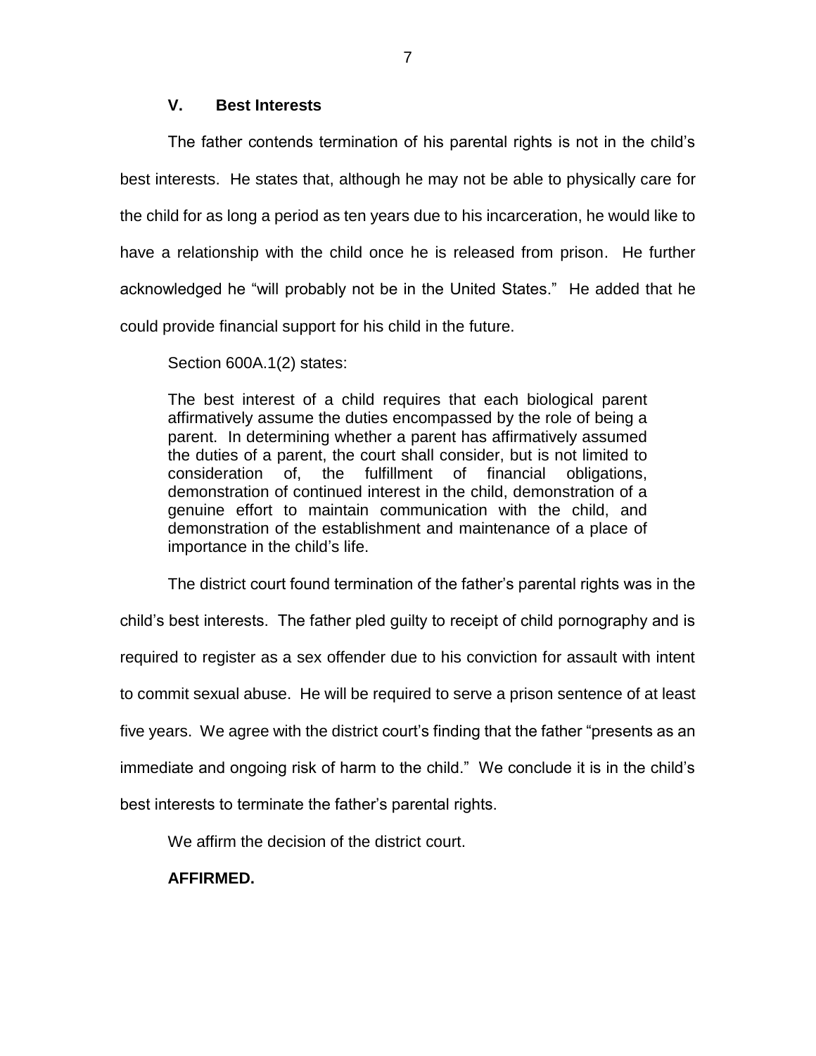### V. Best Interests

The father contends termination of his parental rights is not in the child's best interests. He states that, although he may not be able to physically care for the child for as long a period as ten years due to his incarceration, he would like to have a relationship with the child once he is released from prison. He further acknowledged he "will probably not be in the United States." He added that he could provide financial support for his child in the future.

Section 600A.1(2) states:

> The best interest of a child requires that each biological parent affirmatively assume the duties encompassed by the role of being a parent. In determining whether a parent has affirmatively assumed the duties of a parent, the court shall consider, but is not limited to consideration of, the fulfillment of financial obligations, demonstration of continued interest in the child, demonstration of a genuine effort to maintain communication with the child, and demonstration of the establishment and maintenance of a place of importance in the child's life.

The district court found termination of the father's parental rights was in the child's best interests. The father pled guilty to receipt of child pornography and is required to register as a sex offender due to his conviction for assault with intent to commit sexual abuse. He will be required to serve a prison sentence of at least five years. We agree with the district court's finding that the father "presents as an immediate and ongoing risk of harm to the child." We conclude it is in the child's best interests to terminate the father's parental rights.

We affirm the decision of the district court.

**AFFIRMED.**